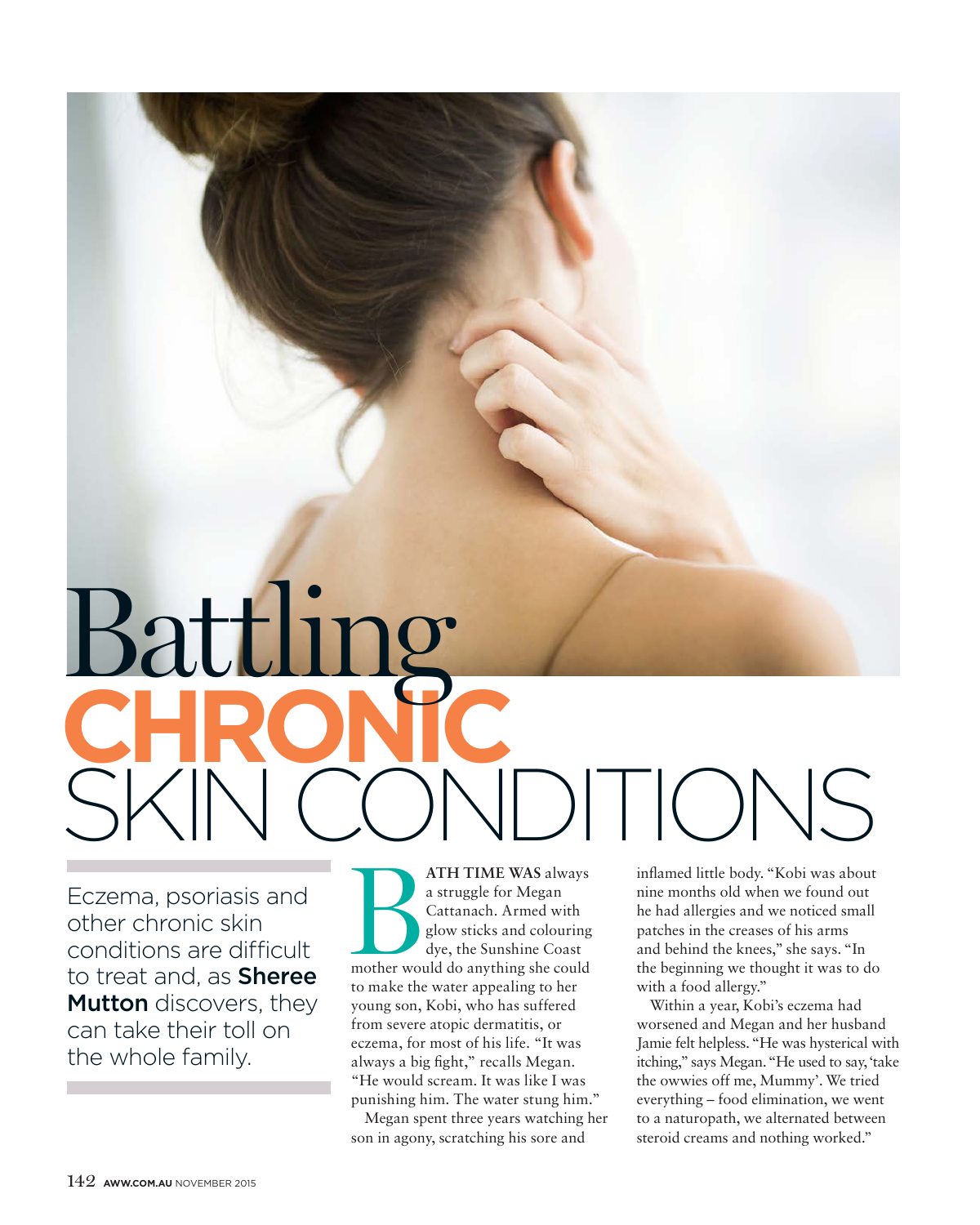# Battling CHRONIC SKIN CONDITIONS

Eczema, psoriasis and other chronic skin conditions are difficult to treat and, as **Sheree Mutton** discovers, they can take their toll on the whole family.

**BATH TIME WAS** always a struggle for Megan Cattanach. Armed with glow sticks and colouring dye, the Sunshine Coast mother would do anything she could to make the water appealing to her young son, Kobi, who has suffered from severe atopic dermatitis, or eczema, for most of his life. "It was always a big fight," recalls Megan. "He would scream. It was like I was punishing him. The water stung him."

Megan spent three years watching her son in agony, scratching his sore and inflamed little body. "Kobi was about nine months old when we found out he had allergies and we noticed small patches in the creases of his arms and behind the knees," she says. "In the beginning we thought it was to do with a food allergy."

Within a year, Kobi's eczema had worsened and Megan and her husband Jamie felt helpless. "He was hysterical with itching," says Megan. "He used to say, 'take the owwies off me, Mummy'. We tried everything – food elimination, we went to a naturopath, we alternated between steroid creams and nothing worked."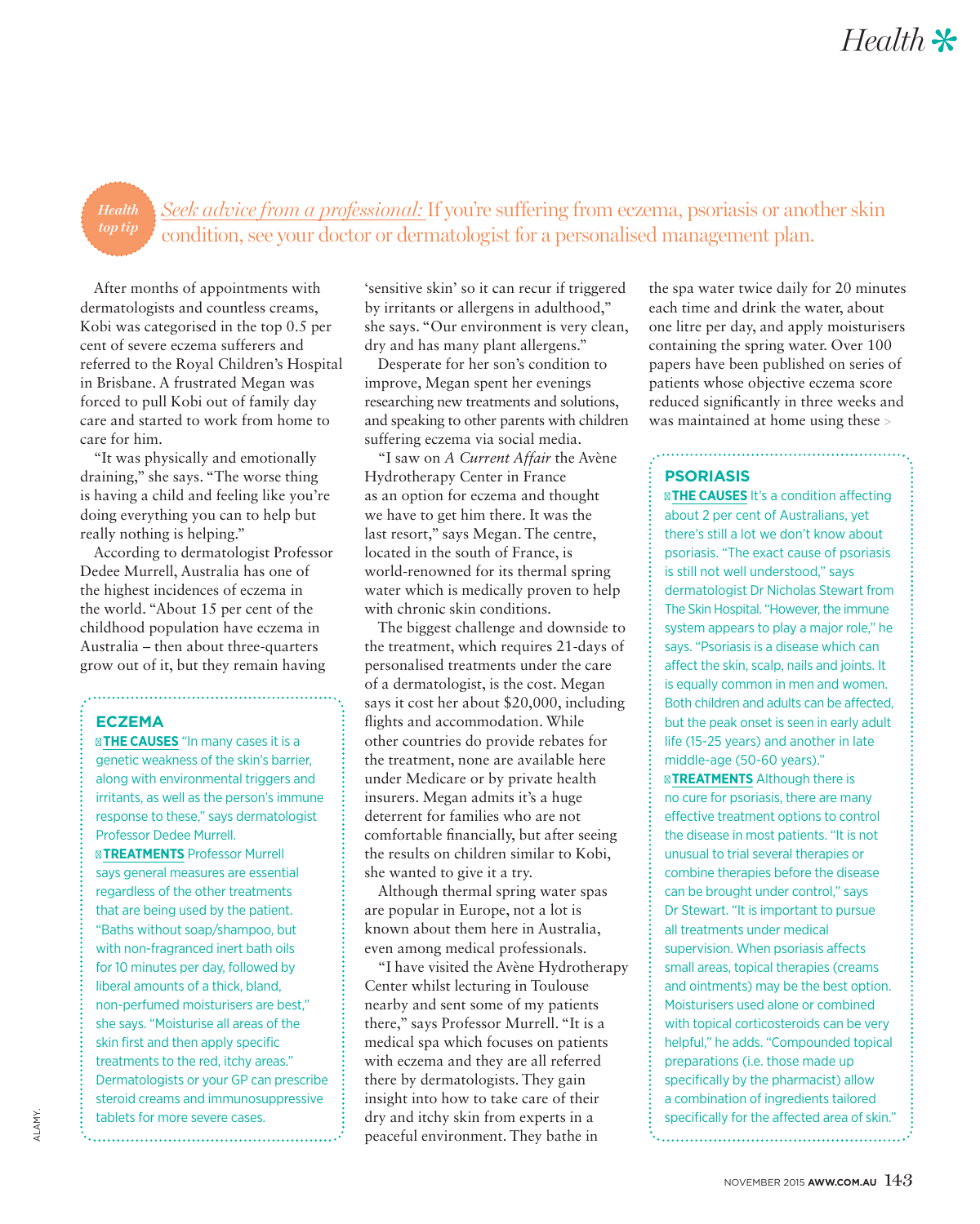**Health top tip** *Seek advice from a professional:* If you're suffering from eczema, psoriasis or another skin condition, see your doctor or dermatologist for a personalised management plan.

After months of appointments with dermatologists and countless creams, Kobi was categorised in the top 0.5 per cent of severe eczema sufferers and referred to the Royal Children's Hospital in Brisbane. A frustrated Megan was forced to pull Kobi out of family day care and started to work from home to care for him.

"It was physically and emotionally draining," she says. "The worse thing is having a child and feeling like you're doing everything you can to help but really nothing is helping."

According to dermatologist Professor Dedee Murrell, Australia has one of the highest incidences of eczema in the world. "About 15 per cent of the childhood population have eczema in Australia – then about three-quarters grow out of it, but they remain having 'sensitive skin' so it can recur if triggered by irritants or allergens in adulthood," she says. "Our environment is very clean, dry and has many plant allergens."

Desperate for her son's condition to improve, Megan spent her evenings researching new treatments and solutions, and speaking to other parents with children suffering eczema via social media.

"I saw on *A Current Affair* the Avène Hydrotherapy Center in France as an option for eczema and thought we have to get him there. It was the last resort," says Megan. The centre, located in the south of France, is world-renowned for its thermal spring water which is medically proven to help with chronic skin conditions.

The biggest challenge and downside to the treatment, which requires 21-days of personalised treatments under the care of a dermatologist, is the cost. Megan says it cost her about $20,000, including flights and accommodation. While other countries do provide rebates for the treatment, none are available here under Medicare or by private health insurers. Megan admits it's a huge deterrent for families who are not comfortable financially, but after seeing the results on children similar to Kobi, she wanted to give it a try.

Although thermal spring water spas are popular in Europe, not a lot is known about them here in Australia, even among medical professionals.

"I have visited the Avène Hydrotherapy Center whilst lecturing in Toulouse nearby and sent some of my patients there," says Professor Murrell. "It is a medical spa which focuses on patients with eczema and they are all referred there by dermatologists. They gain insight into how to take care of their dry and itchy skin from experts in a peaceful environment. They bathe in the spa water twice daily for 20 minutes each time and drink the water, about one litre per day, and apply moisturisers containing the spring water. Over 100 papers have been published on series of patients whose objective eczema score reduced significantly in three weeks and was maintained at home using these >

## ECZEMA

**THE CAUSES** "In many cases it is a genetic weakness of the skin's barrier, along with environmental triggers and irritants, as well as the person's immune response to these," says dermatologist Professor Dedee Murrell.

**TREATMENTS** Professor Murrell says general measures are essential regardless of the other treatments that are being used by the patient. "Baths without soap/shampoo, but with non-fragranced inert bath oils for 10 minutes per day, followed by liberal amounts of a thick, bland, non-perfumed moisturisers are best," she says. "Moisturise all areas of the skin first and then apply specific treatments to the red, itchy areas." Dermatologists or your GP can prescribe steroid creams and immunosuppressive tablets for more severe cases.

## PSORIASIS

**THE CAUSES** It's a condition affecting about 2 per cent of Australians, yet there's still a lot we don't know about psoriasis. "The exact cause of psoriasis is still not well understood," says dermatologist Dr Nicholas Stewart from The Skin Hospital. "However, the immune system appears to play a major role," he says. "Psoriasis is a disease which can affect the skin, scalp, nails and joints. It is equally common in men and women. Both children and adults can be affected, but the peak onset is seen in early adult life (15-25 years) and another in late middle-age (50-60 years)."

**TREATMENTS** Although there is no cure for psoriasis, there are many effective treatment options to control the disease in most patients. "It is not unusual to trial several therapies or combine therapies before the disease can be brought under control," says Dr Stewart. "It is important to pursue all treatments under medical supervision. When psoriasis affects small areas, topical therapies (creams and ointments) may be the best option. Moisturisers used alone or combined with topical corticosteroids can be very helpful," he adds. "Compounded topical preparations (i.e. those made up specifically by the pharmacist) allow a combination of ingredients tailored specifically for the affected area of skin."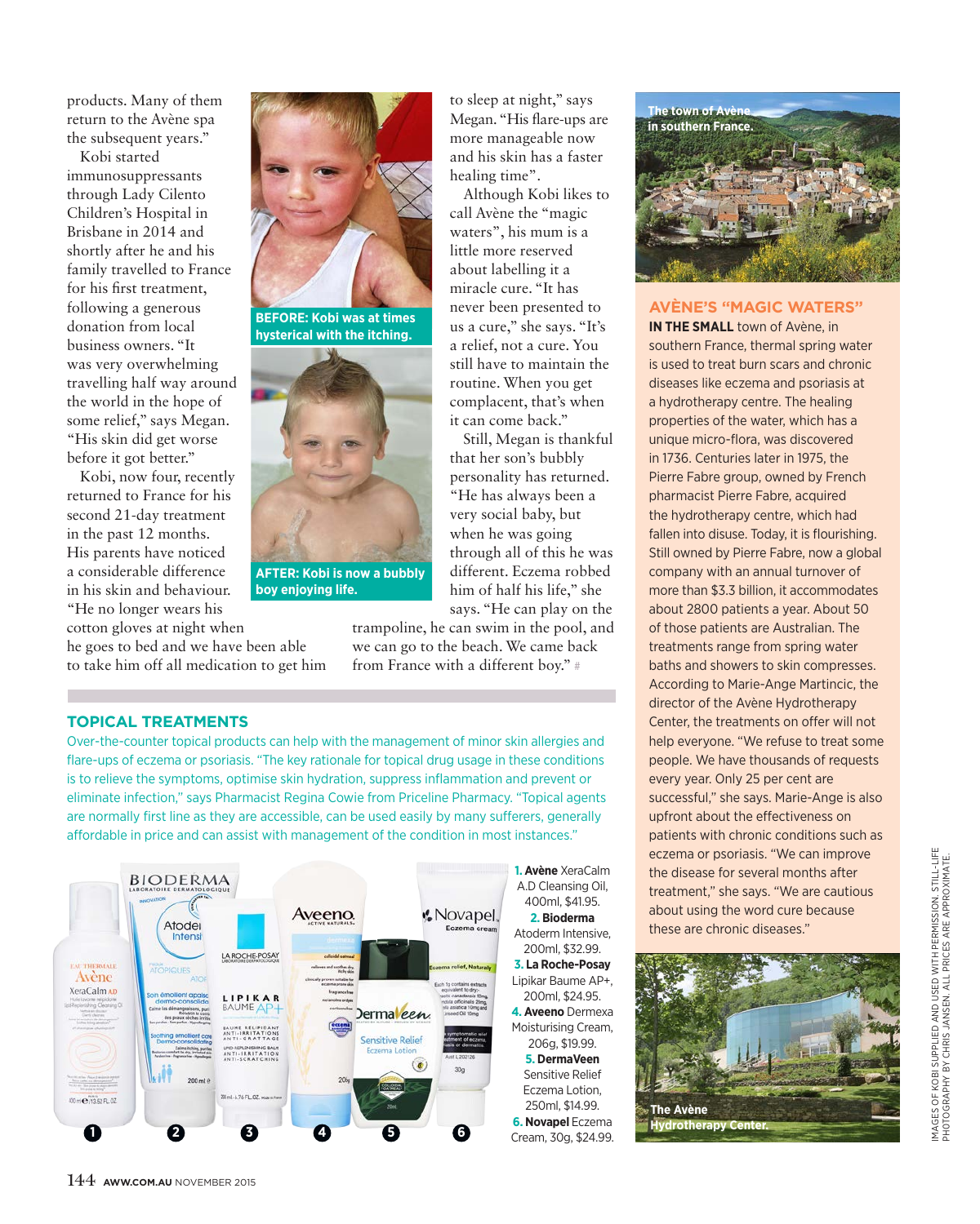products. Many of them return to the Avène spa the subsequent years."

Kobi started immunosuppressants through Lady Cilento Children's Hospital in Brisbane in 2014 and shortly after he and his family travelled to France for his first treatment, following a generous donation from local business owners. "It was very overwhelming travelling half way around the world in the hope of some relief," says Megan. "His skin did get worse before it got better."

Kobi, now four, recently returned to France for his second 21-day treatment in the past 12 months. His parents have noticed a considerable difference in his skin and behaviour. "He no longer wears his cotton gloves at night when he goes to bed and we have been able to take him off all medication to get him to sleep at night," says Megan. "His flare-ups are more manageable now and his skin has a faster healing time".

Although Kobi likes to call Avène the "magic waters", his mum is a little more reserved about labelling it a miracle cure. "It has never been presented to us a cure," she says. "It's a relief, not a cure. You still have to maintain the routine. When you get complacent, that's when it can come back."

Still, Megan is thankful that her son's bubbly personality has returned. "He has always been a very social baby, but when he was going through all of this he was different. Eczema robbed him of half his life," she says. "He can play on the trampoline, he can swim in the pool, and we can go to the beach. We came back from France with a different boy." #

**BEFORE:** Kobi was at times hysterical with the itching.

**AFTER:** Kobi is now a bubbly boy enjoying life.

## TOPICAL TREATMENTS

Over-the-counter topical products can help with the management of minor skin allergies and flare-ups of eczema or psoriasis. "The key rationale for topical drug usage in these conditions is to relieve the symptoms, optimise skin hydration, suppress inflammation and prevent or eliminate infection," says Pharmacist Regina Cowie from Priceline Pharmacy. "Topical agents are normally first line as they are accessible, can be used easily by many sufferers, generally affordable in price and can assist with management of the condition in most instances."

1. **Avène** XeraCalm A.D Cleansing Oil, 400ml, $41.95.
2. **Bioderma** Atoderm Intensive, 200ml, $32.99.
3. **La Roche-Posay** Lipikar Baume AP+, 200ml, $24.95.
4. **Aveeno** Dermexa Moisturising Cream, 206g, $19.99.
5. **DermaVeen** Sensitive Relief Eczema Lotion, 250ml, $14.99.
6. **Novapel** Eczema Cream, 30g, $24.99.

The town of Avène in southern France.

## AVÈNE'S "MAGIC WATERS"

**IN THE SMALL** town of Avène, in southern France, thermal spring water is used to treat burn scars and chronic diseases like eczema and psoriasis at a hydrotherapy centre. The healing properties of the water, which has a unique micro-flora, was discovered in 1736. Centuries later in 1975, the Pierre Fabre group, owned by French pharmacist Pierre Fabre, acquired the hydrotherapy centre, which had fallen into disuse. Today, it is flourishing. Still owned by Pierre Fabre, now a global company with an annual turnover of more than $3.3 billion, it accommodates about 2800 patients a year. About 50 of those patients are Australian. The treatments range from spring water baths and showers to skin compresses. According to Marie-Ange Martincic, the director of the Avène Hydrotherapy Center, the treatments on offer will not help everyone. "We refuse to treat some people. We have thousands of requests every year. Only 25 per cent are successful," she says. Marie-Ange is also upfront about the effectiveness on patients with chronic conditions such as eczema or psoriasis. "We can improve the disease for several months after treatment," she says. "We are cautious about using the word cure because these are chronic diseases."

The Avène Hydrotherapy Center.

IMAGES OF KOBI SUPPLIED AND USED WITH PERMISSION. STILL-LIFE PHOTOGRAPHY BY CHRIS JANSEN. ALL PRICES ARE APPROXIMATE.